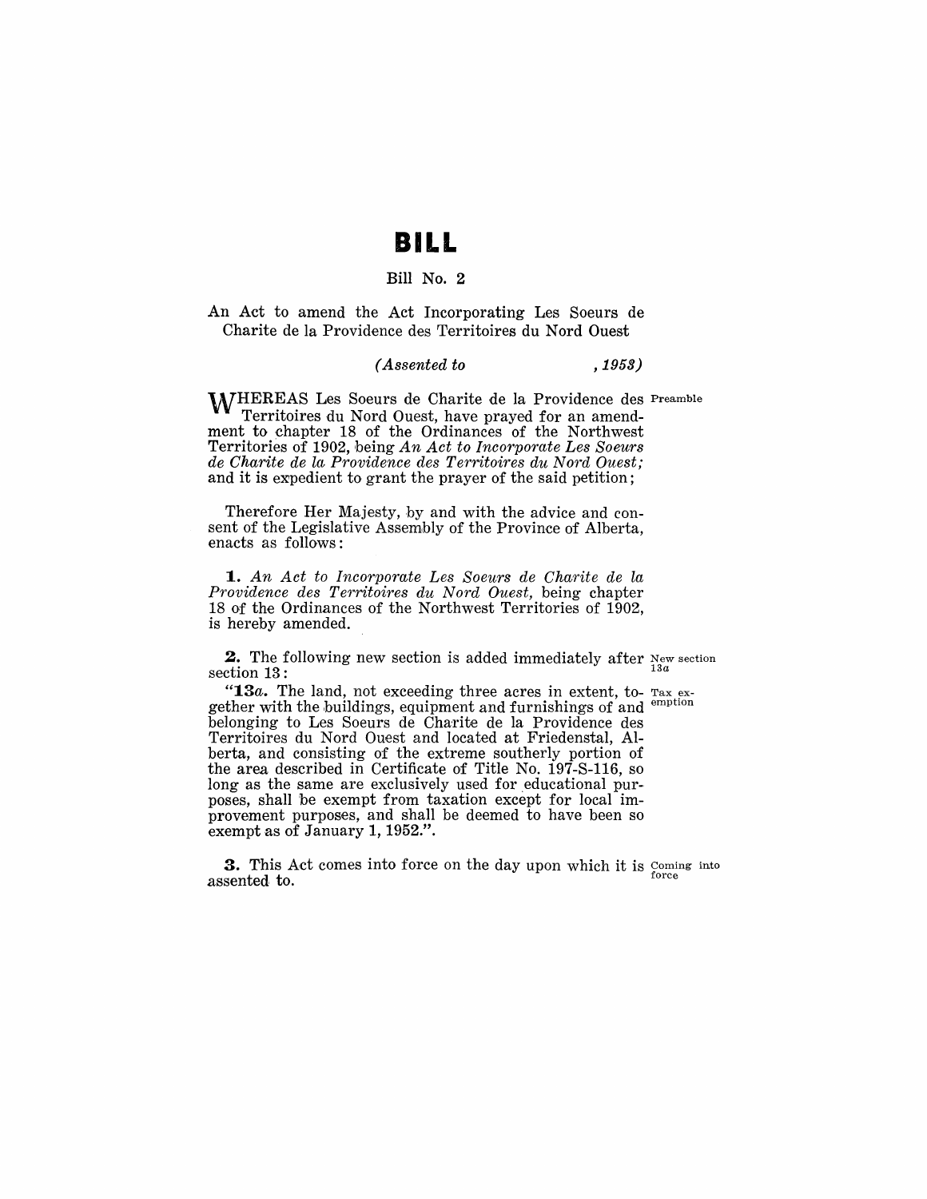# BILL

## Bill No. 2

An Act to amend the Act Incorporating Les Soeurs de Charite de la Providence des Territoires du Nord Ouest

*(Assented to , 1953)*

WHEREAS Les Soeurs de Charite de la Providence des Territoires du Nord Ouest, have prayed for an amendment to chapter 18 of the Ordinances of the Northwest Territories of 1902, being *An Act to Incorporate Les Soeurs de Charite de la Providence des Territoires du Nord Ouest;* and it is expedient to grant the prayer of the said petition; — Preamble

Therefore Her Majesty, by and with the advice and consent of the Legislative Assembly of the Province of Alberta, enacts as follows:

**1.** *An Act to Incorporate Les Soeurs de Charite de la Providence des Territoires du Nord Ouest,* being chapter 18 of the Ordinances of the Northwest Territories of 1902, is hereby amended.

**2.** The following new section is added immediately after section 13: — New section 13*a*

"**13*a*.** The land, not exceeding three acres in extent, together with the buildings, equipment and furnishings of and belonging to Les Soeurs de Charite de la Providence des Territoires du Nord Ouest and located at Friedenstal, Alberta, and consisting of the extreme southerly portion of the area described in Certificate of Title No. 197-S-116, so long as the same are exclusively used for educational purposes, shall be exempt from taxation except for local improvement purposes, and shall be deemed to have been so exempt as of January 1, 1952.". — Tax exemption

**3.** This Act comes into force on the day upon which it is assented to. — Coming into force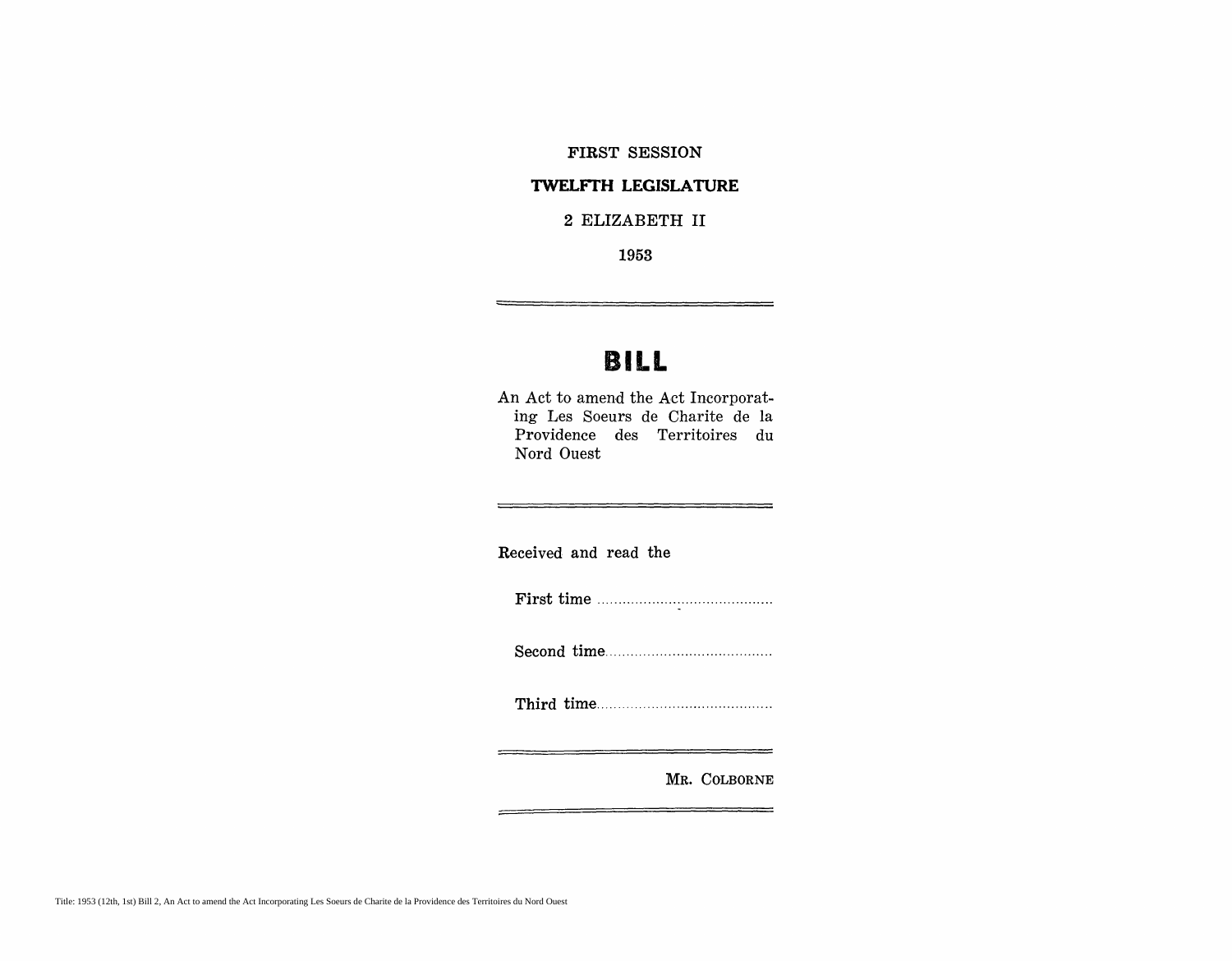FIRST SESSION

**TWELFTH LEGISLATURE**

2 ELIZABETH II

1953

---

# BILL

An Act to amend the Act Incorporating Les Soeurs de Charite de la Providence des Territoires du Nord Ouest

---

Received and read the

First time ..........................................

Second time........................................

Third time..........................................

---

MR. COLBORNE

---

Title: 1953 (12th, 1st) Bill 2, An Act to amend the Act Incorporating Les Soeurs de Charite de la Providence des Territoires du Nord Ouest